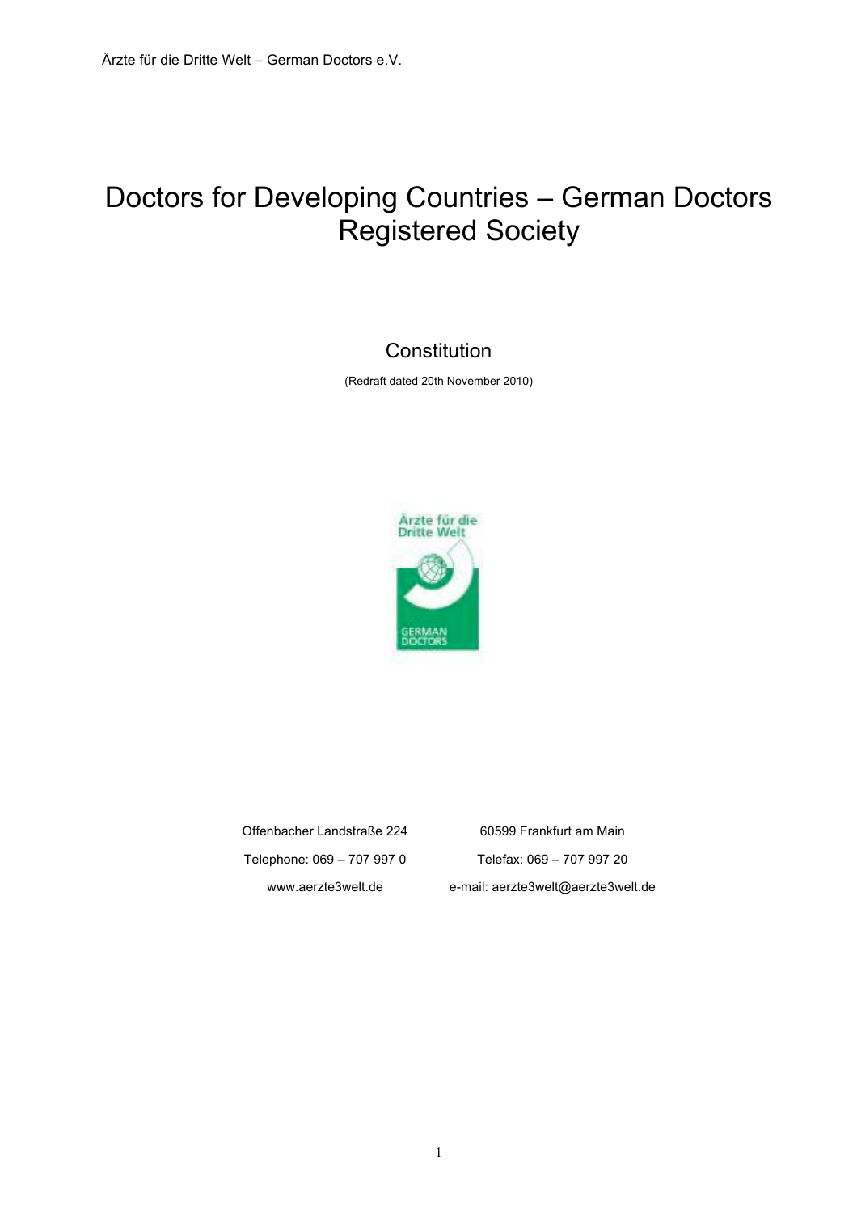# Doctors for Developing Countries – German Doctors Registered Society

## Constitution

(Redraft dated 20th November 2010)

Offenbacher Landstraße 224 60599 Frankfurt am Main

Telephone: 069 – 707 997 0 Telefax: 069 – 707 997 20

www.aerzte3welt.de e-mail: aerzte3welt@aerzte3welt.de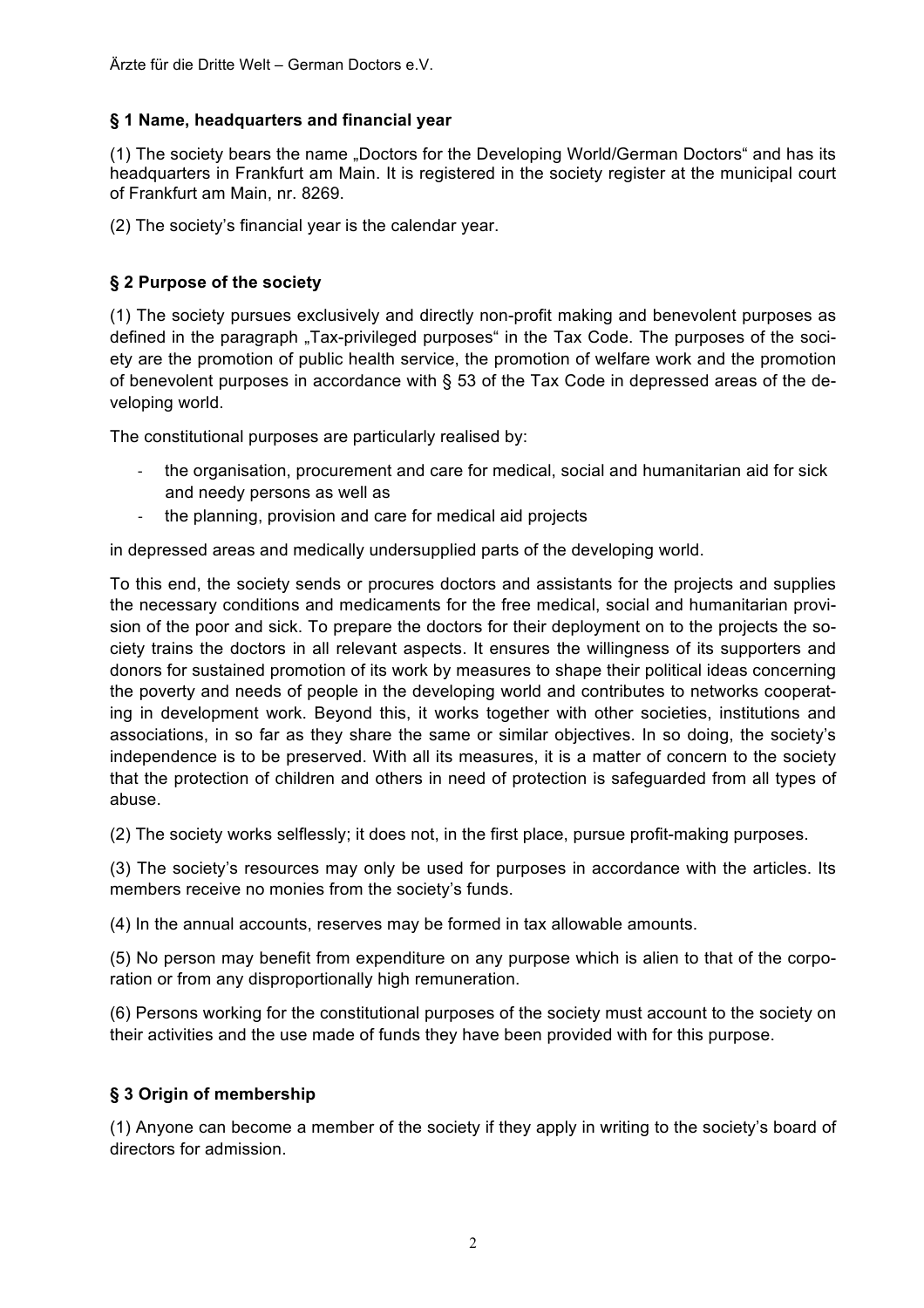## § 1 Name, headquarters and financial year

(1) The society bears the name „Doctors for the Developing World/German Doctors" and has its headquarters in Frankfurt am Main. It is registered in the society register at the municipal court of Frankfurt am Main, nr. 8269.

(2) The society's financial year is the calendar year.

## § 2 Purpose of the society

(1) The society pursues exclusively and directly non-profit making and benevolent purposes as defined in the paragraph „Tax-privileged purposes" in the Tax Code. The purposes of the society are the promotion of public health service, the promotion of welfare work and the promotion of benevolent purposes in accordance with § 53 of the Tax Code in depressed areas of the developing world.

The constitutional purposes are particularly realised by:

- the organisation, procurement and care for medical, social and humanitarian aid for sick and needy persons as well as
- the planning, provision and care for medical aid projects

in depressed areas and medically undersupplied parts of the developing world.

To this end, the society sends or procures doctors and assistants for the projects and supplies the necessary conditions and medicaments for the free medical, social and humanitarian provision of the poor and sick. To prepare the doctors for their deployment on to the projects the society trains the doctors in all relevant aspects. It ensures the willingness of its supporters and donors for sustained promotion of its work by measures to shape their political ideas concerning the poverty and needs of people in the developing world and contributes to networks cooperating in development work. Beyond this, it works together with other societies, institutions and associations, in so far as they share the same or similar objectives. In so doing, the society's independence is to be preserved. With all its measures, it is a matter of concern to the society that the protection of children and others in need of protection is safeguarded from all types of abuse.

(2) The society works selflessly; it does not, in the first place, pursue profit-making purposes.

(3) The society's resources may only be used for purposes in accordance with the articles. Its members receive no monies from the society's funds.

(4) In the annual accounts, reserves may be formed in tax allowable amounts.

(5) No person may benefit from expenditure on any purpose which is alien to that of the corporation or from any disproportionally high remuneration.

(6) Persons working for the constitutional purposes of the society must account to the society on their activities and the use made of funds they have been provided with for this purpose.

## § 3 Origin of membership

(1) Anyone can become a member of the society if they apply in writing to the society's board of directors for admission.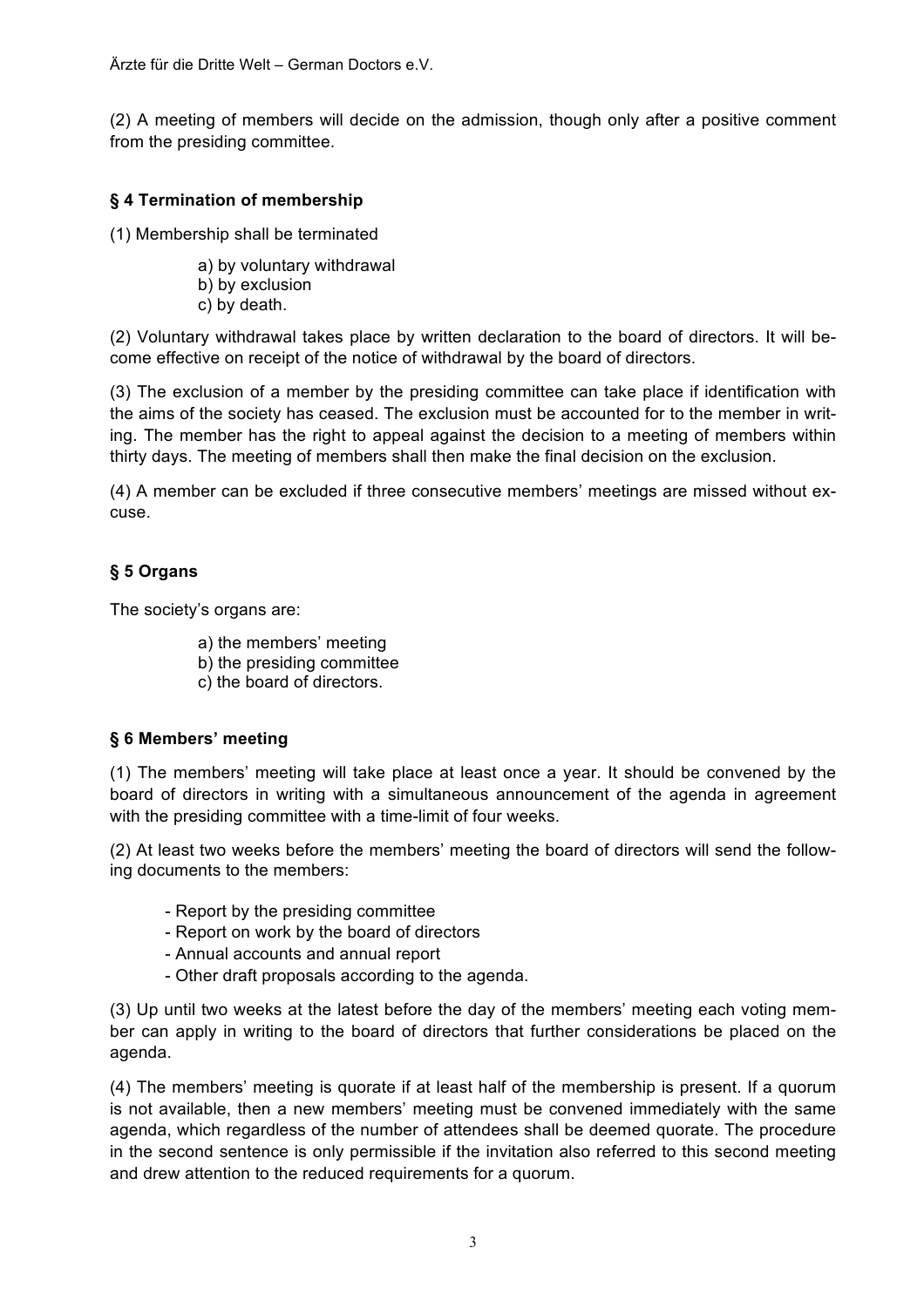(2) A meeting of members will decide on the admission, though only after a positive comment from the presiding committee.

### § 4 Termination of membership

(1) Membership shall be terminated

a) by voluntary withdrawal
b) by exclusion
c) by death.

(2) Voluntary withdrawal takes place by written declaration to the board of directors. It will become effective on receipt of the notice of withdrawal by the board of directors.

(3) The exclusion of a member by the presiding committee can take place if identification with the aims of the society has ceased. The exclusion must be accounted for to the member in writing. The member has the right to appeal against the decision to a meeting of members within thirty days. The meeting of members shall then make the final decision on the exclusion.

(4) A member can be excluded if three consecutive members' meetings are missed without excuse.

### § 5 Organs

The society's organs are:

a) the members' meeting
b) the presiding committee
c) the board of directors.

### § 6 Members' meeting

(1) The members' meeting will take place at least once a year. It should be convened by the board of directors in writing with a simultaneous announcement of the agenda in agreement with the presiding committee with a time-limit of four weeks.

(2) At least two weeks before the members' meeting the board of directors will send the following documents to the members:

- Report by the presiding committee
- Report on work by the board of directors
- Annual accounts and annual report
- Other draft proposals according to the agenda.

(3) Up until two weeks at the latest before the day of the members' meeting each voting member can apply in writing to the board of directors that further considerations be placed on the agenda.

(4) The members' meeting is quorate if at least half of the membership is present. If a quorum is not available, then a new members' meeting must be convened immediately with the same agenda, which regardless of the number of attendees shall be deemed quorate. The procedure in the second sentence is only permissible if the invitation also referred to this second meeting and drew attention to the reduced requirements for a quorum.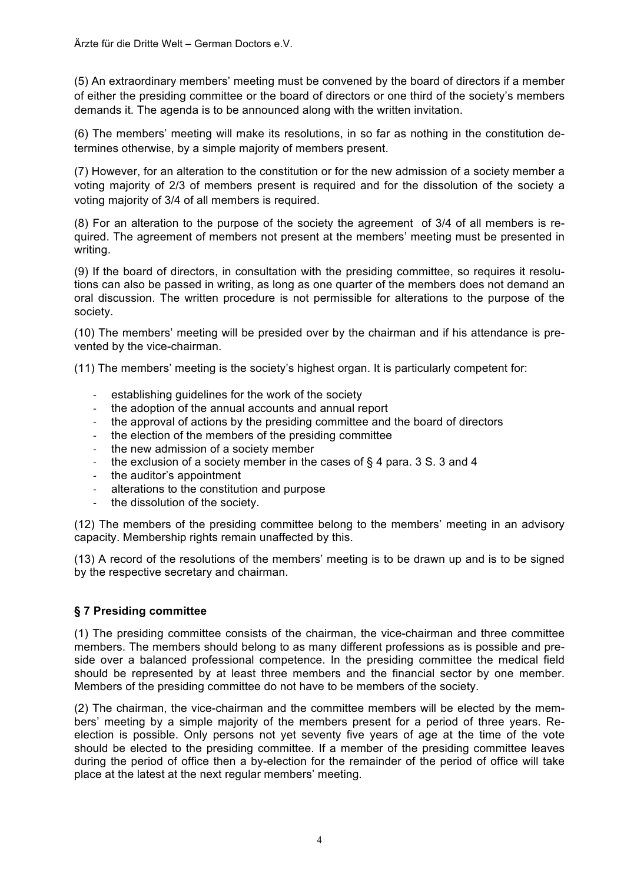(5) An extraordinary members' meeting must be convened by the board of directors if a member of either the presiding committee or the board of directors or one third of the society's members demands it. The agenda is to be announced along with the written invitation.

(6) The members' meeting will make its resolutions, in so far as nothing in the constitution determines otherwise, by a simple majority of members present.

(7) However, for an alteration to the constitution or for the new admission of a society member a voting majority of 2/3 of members present is required and for the dissolution of the society a voting majority of 3/4 of all members is required.

(8) For an alteration to the purpose of the society the agreement of 3/4 of all members is required. The agreement of members not present at the members' meeting must be presented in writing.

(9) If the board of directors, in consultation with the presiding committee, so requires it resolutions can also be passed in writing, as long as one quarter of the members does not demand an oral discussion. The written procedure is not permissible for alterations to the purpose of the society.

(10) The members' meeting will be presided over by the chairman and if his attendance is prevented by the vice-chairman.

(11) The members' meeting is the society's highest organ. It is particularly competent for:

- establishing guidelines for the work of the society
- the adoption of the annual accounts and annual report
- the approval of actions by the presiding committee and the board of directors
- the election of the members of the presiding committee
- the new admission of a society member
- the exclusion of a society member in the cases of § 4 para. 3 S. 3 and 4
- the auditor's appointment
- alterations to the constitution and purpose
- the dissolution of the society.

(12) The members of the presiding committee belong to the members' meeting in an advisory capacity. Membership rights remain unaffected by this.

(13) A record of the resolutions of the members' meeting is to be drawn up and is to be signed by the respective secretary and chairman.

### § 7 Presiding committee

(1) The presiding committee consists of the chairman, the vice-chairman and three committee members. The members should belong to as many different professions as is possible and preside over a balanced professional competence. In the presiding committee the medical field should be represented by at least three members and the financial sector by one member. Members of the presiding committee do not have to be members of the society.

(2) The chairman, the vice-chairman and the committee members will be elected by the members' meeting by a simple majority of the members present for a period of three years. Re-election is possible. Only persons not yet seventy five years of age at the time of the vote should be elected to the presiding committee. If a member of the presiding committee leaves during the period of office then a by-election for the remainder of the period of office will take place at the latest at the next regular members' meeting.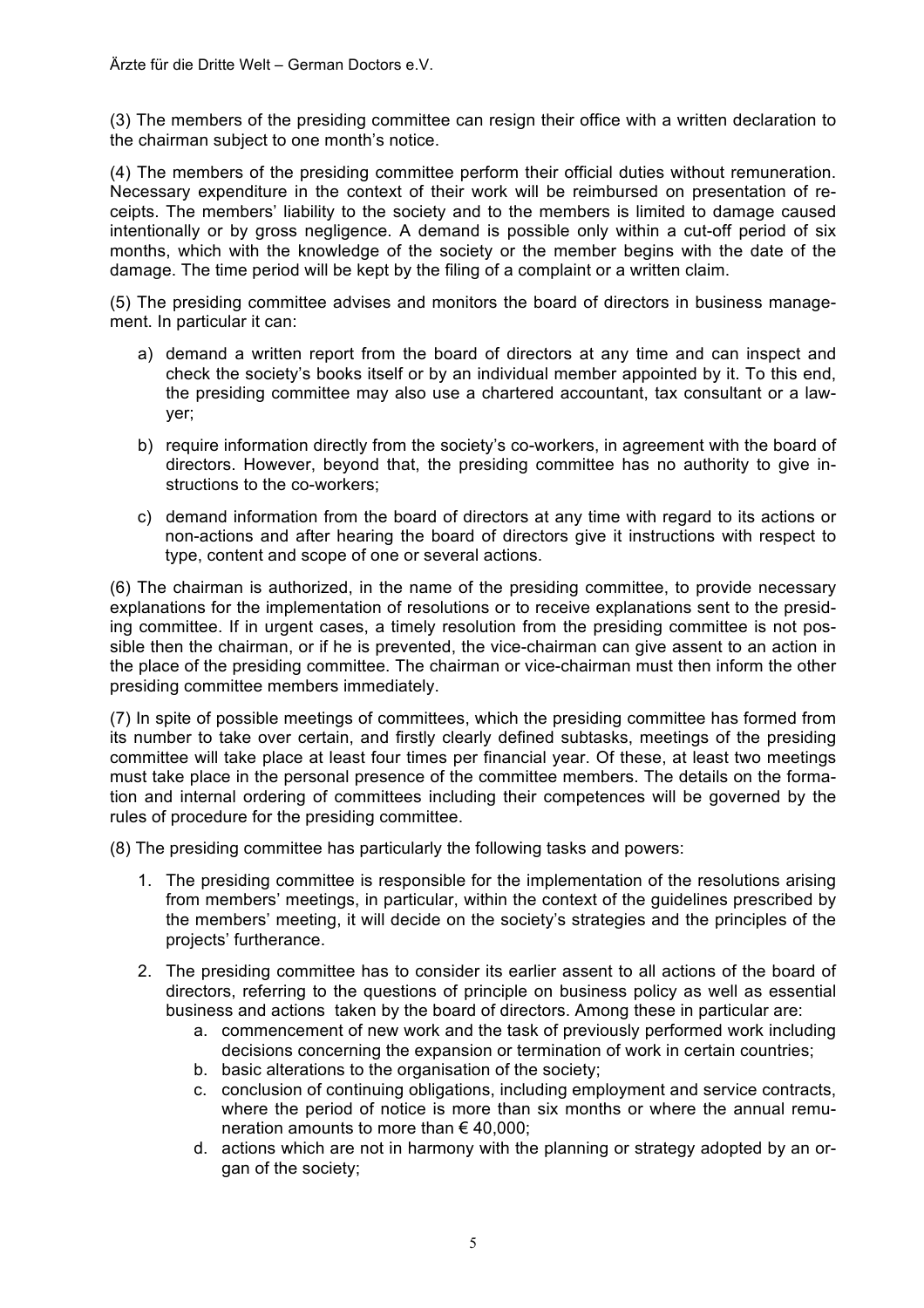(3) The members of the presiding committee can resign their office with a written declaration to the chairman subject to one month's notice.

(4) The members of the presiding committee perform their official duties without remuneration. Necessary expenditure in the context of their work will be reimbursed on presentation of receipts. The members' liability to the society and to the members is limited to damage caused intentionally or by gross negligence. A demand is possible only within a cut-off period of six months, which with the knowledge of the society or the member begins with the date of the damage. The time period will be kept by the filing of a complaint or a written claim.

(5) The presiding committee advises and monitors the board of directors in business management. In particular it can:

a) demand a written report from the board of directors at any time and can inspect and check the society's books itself or by an individual member appointed by it. To this end, the presiding committee may also use a chartered accountant, tax consultant or a lawyer;

b) require information directly from the society's co-workers, in agreement with the board of directors. However, beyond that, the presiding committee has no authority to give instructions to the co-workers;

c) demand information from the board of directors at any time with regard to its actions or non-actions and after hearing the board of directors give it instructions with respect to type, content and scope of one or several actions.

(6) The chairman is authorized, in the name of the presiding committee, to provide necessary explanations for the implementation of resolutions or to receive explanations sent to the presiding committee. If in urgent cases, a timely resolution from the presiding committee is not possible then the chairman, or if he is prevented, the vice-chairman can give assent to an action in the place of the presiding committee. The chairman or vice-chairman must then inform the other presiding committee members immediately.

(7) In spite of possible meetings of committees, which the presiding committee has formed from its number to take over certain, and firstly clearly defined subtasks, meetings of the presiding committee will take place at least four times per financial year. Of these, at least two meetings must take place in the personal presence of the committee members. The details on the formation and internal ordering of committees including their competences will be governed by the rules of procedure for the presiding committee.

(8) The presiding committee has particularly the following tasks and powers:

1. The presiding committee is responsible for the implementation of the resolutions arising from members' meetings, in particular, within the context of the guidelines prescribed by the members' meeting, it will decide on the society's strategies and the principles of the projects' furtherance.

2. The presiding committee has to consider its earlier assent to all actions of the board of directors, referring to the questions of principle on business policy as well as essential business and actions taken by the board of directors. Among these in particular are:
   a. commencement of new work and the task of previously performed work including decisions concerning the expansion or termination of work in certain countries;
   b. basic alterations to the organisation of the society;
   c. conclusion of continuing obligations, including employment and service contracts, where the period of notice is more than six months or where the annual remuneration amounts to more than € 40,000;
   d. actions which are not in harmony with the planning or strategy adopted by an organ of the society;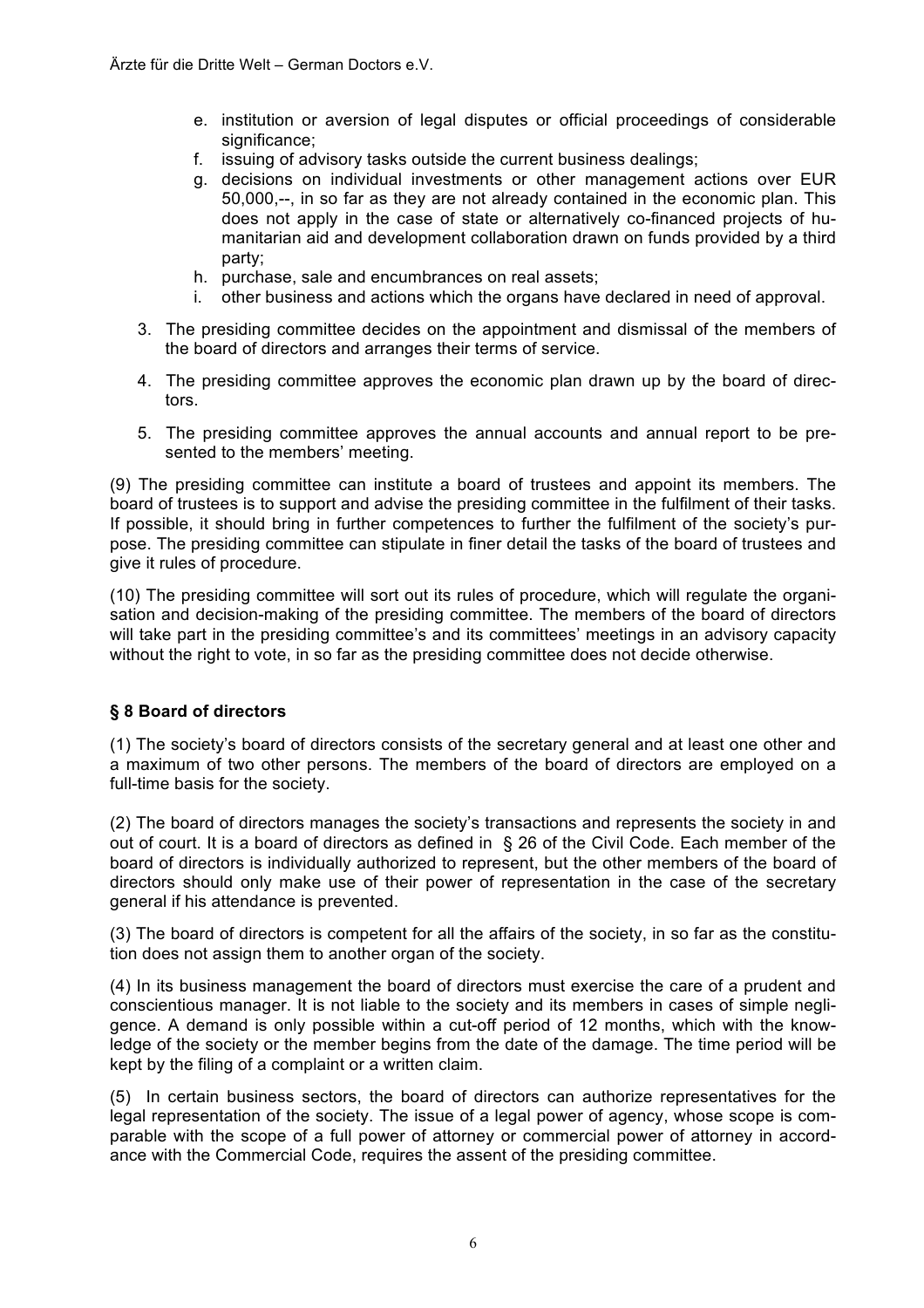e. institution or aversion of legal disputes or official proceedings of considerable significance;
f. issuing of advisory tasks outside the current business dealings;
g. decisions on individual investments or other management actions over EUR 50,000,--, in so far as they are not already contained in the economic plan. This does not apply in the case of state or alternatively co-financed projects of humanitarian aid and development collaboration drawn on funds provided by a third party;
h. purchase, sale and encumbrances on real assets;
i. other business and actions which the organs have declared in need of approval.

3. The presiding committee decides on the appointment and dismissal of the members of the board of directors and arranges their terms of service.

4. The presiding committee approves the economic plan drawn up by the board of directors.

5. The presiding committee approves the annual accounts and annual report to be presented to the members' meeting.

(9) The presiding committee can institute a board of trustees and appoint its members. The board of trustees is to support and advise the presiding committee in the fulfilment of their tasks. If possible, it should bring in further competences to further the fulfilment of the society's purpose. The presiding committee can stipulate in finer detail the tasks of the board of trustees and give it rules of procedure.

(10) The presiding committee will sort out its rules of procedure, which will regulate the organisation and decision-making of the presiding committee. The members of the board of directors will take part in the presiding committee's and its committees' meetings in an advisory capacity without the right to vote, in so far as the presiding committee does not decide otherwise.

### § 8 Board of directors

(1) The society's board of directors consists of the secretary general and at least one other and a maximum of two other persons. The members of the board of directors are employed on a full-time basis for the society.

(2) The board of directors manages the society's transactions and represents the society in and out of court. It is a board of directors as defined in § 26 of the Civil Code. Each member of the board of directors is individually authorized to represent, but the other members of the board of directors should only make use of their power of representation in the case of the secretary general if his attendance is prevented.

(3) The board of directors is competent for all the affairs of the society, in so far as the constitution does not assign them to another organ of the society.

(4) In its business management the board of directors must exercise the care of a prudent and conscientious manager. It is not liable to the society and its members in cases of simple negligence. A demand is only possible within a cut-off period of 12 months, which with the knowledge of the society or the member begins from the date of the damage. The time period will be kept by the filing of a complaint or a written claim.

(5) In certain business sectors, the board of directors can authorize representatives for the legal representation of the society. The issue of a legal power of agency, whose scope is comparable with the scope of a full power of attorney or commercial power of attorney in accordance with the Commercial Code, requires the assent of the presiding committee.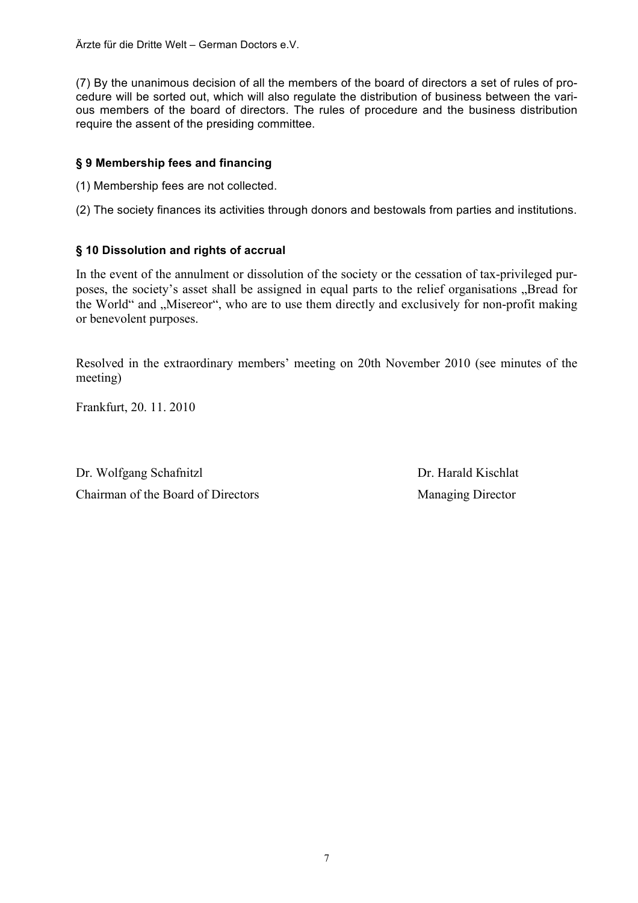(7) By the unanimous decision of all the members of the board of directors a set of rules of procedure will be sorted out, which will also regulate the distribution of business between the various members of the board of directors. The rules of procedure and the business distribution require the assent of the presiding committee.

### § 9 Membership fees and financing

(1) Membership fees are not collected.

(2) The society finances its activities through donors and bestowals from parties and institutions.

### § 10 Dissolution and rights of accrual

In the event of the annulment or dissolution of the society or the cessation of tax-privileged purposes, the society's asset shall be assigned in equal parts to the relief organisations „Bread for the World“ and „Misereor“, who are to use them directly and exclusively for non-profit making or benevolent purposes.

Resolved in the extraordinary members' meeting on 20th November 2010 (see minutes of the meeting)

Frankfurt, 20. 11. 2010

Dr. Wolfgang Schafnitzl
Chairman of the Board of Directors

Dr. Harald Kischlat
Managing Director